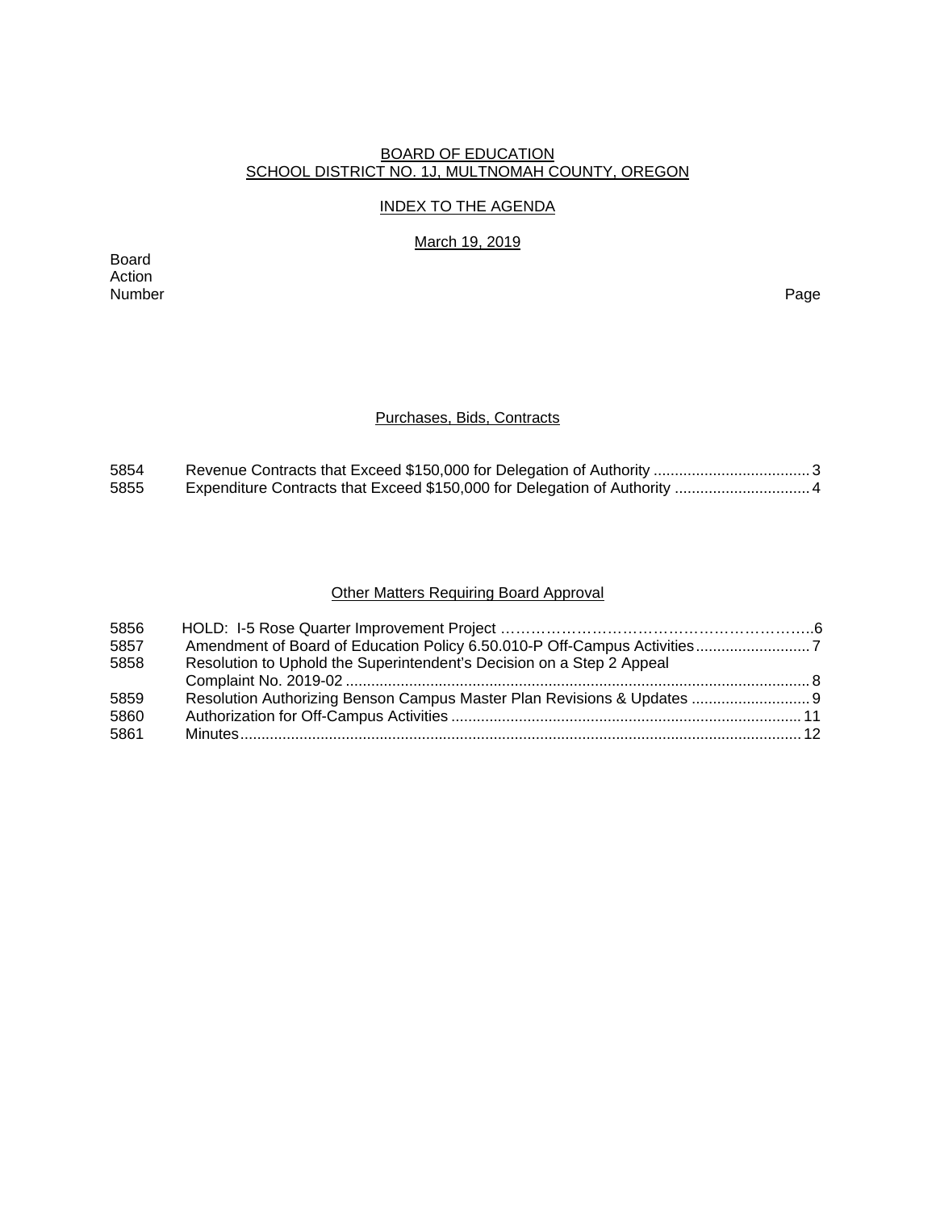BOARD OF EDUCATION
SCHOOL DISTRICT NO. 1J, MULTNOMAH COUNTY, OREGON

INDEX TO THE AGENDA

March 19, 2019

| Board Action Number | | Page |
|---|---|---|
| | **Purchases, Bids, Contracts** | |
| 5854 | Revenue Contracts that Exceed $150,000 for Delegation of Authority | 3 |
| 5855 | Expenditure Contracts that Exceed $150,000 for Delegation of Authority | 4 |
| | **Other Matters Requiring Board Approval** | |
| 5856 | HOLD: I-5 Rose Quarter Improvement Project | 6 |
| 5857 | Amendment of Board of Education Policy 6.50.010-P Off-Campus Activities | 7 |
| 5858 | Resolution to Uphold the Superintendent's Decision on a Step 2 Appeal Complaint No. 2019-02 | 8 |
| 5859 | Resolution Authorizing Benson Campus Master Plan Revisions & Updates | 9 |
| 5860 | Authorization for Off-Campus Activities | 11 |
| 5861 | Minutes | 12 |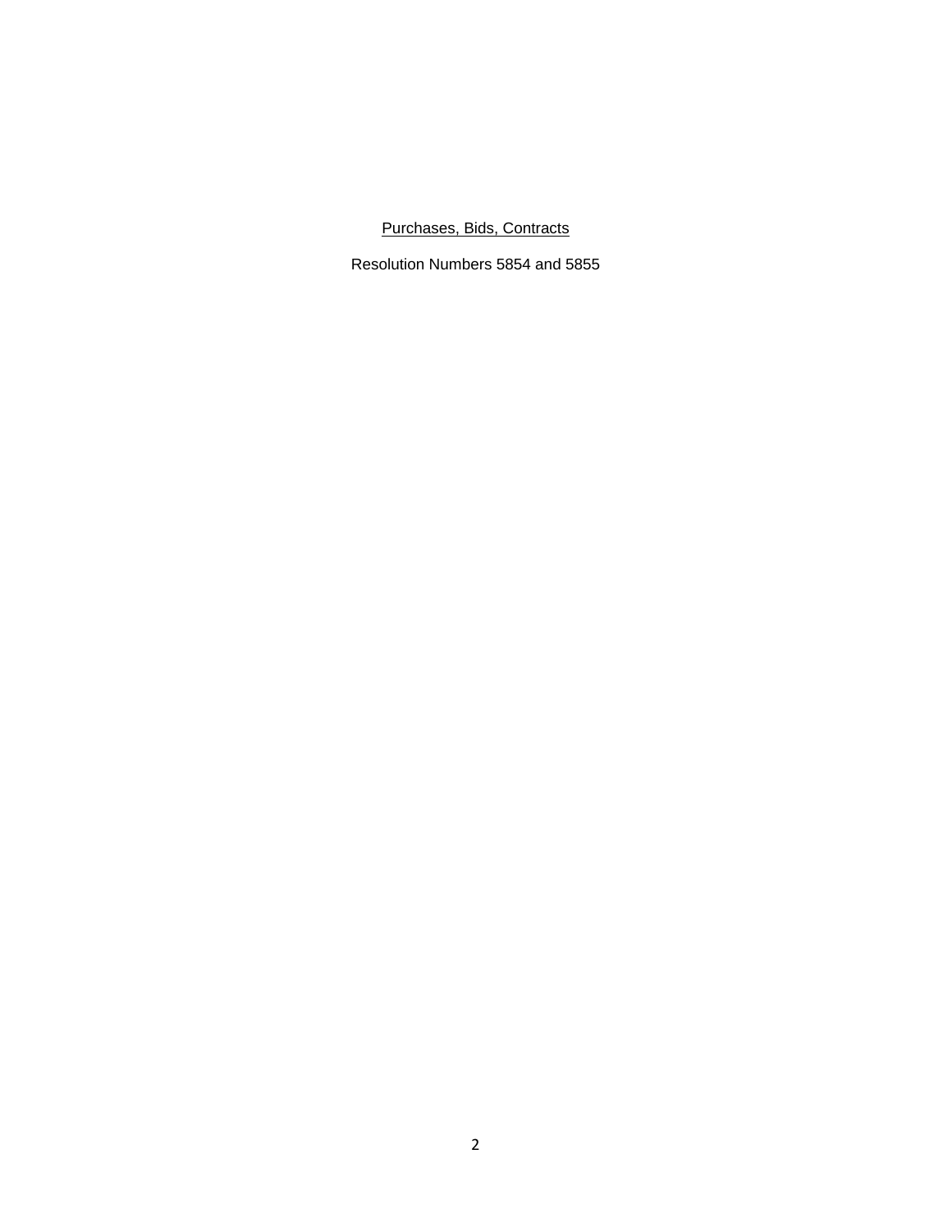<u>Purchases, Bids, Contracts</u>

Resolution Numbers 5854 and 5855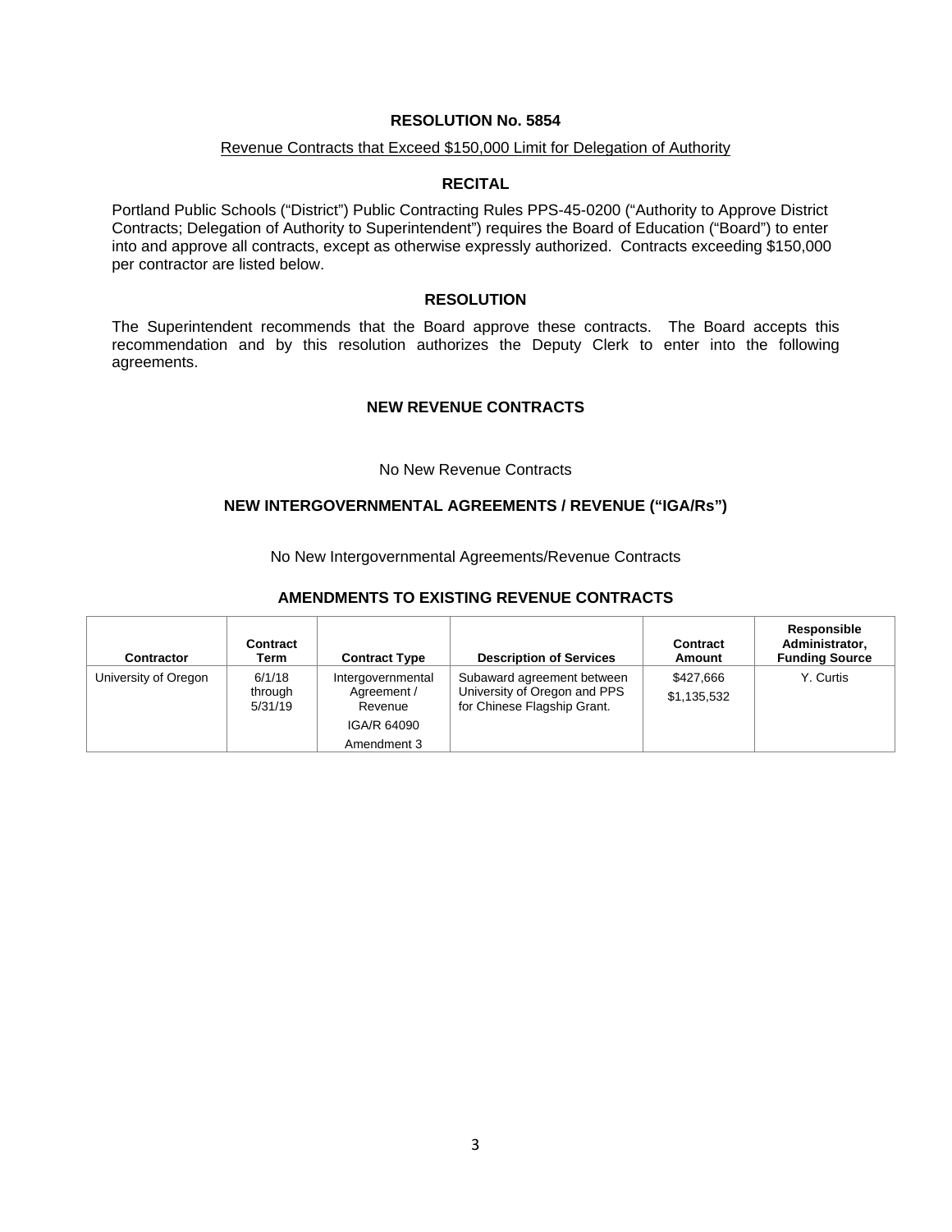# RESOLUTION No. 5854

Revenue Contracts that Exceed $150,000 Limit for Delegation of Authority

## RECITAL

Portland Public Schools ("District") Public Contracting Rules PPS-45-0200 ("Authority to Approve District Contracts; Delegation of Authority to Superintendent") requires the Board of Education ("Board") to enter into and approve all contracts, except as otherwise expressly authorized. Contracts exceeding $150,000 per contractor are listed below.

## RESOLUTION

The Superintendent recommends that the Board approve these contracts. The Board accepts this recommendation and by this resolution authorizes the Deputy Clerk to enter into the following agreements.

## NEW REVENUE CONTRACTS

No New Revenue Contracts

## NEW INTERGOVERNMENTAL AGREEMENTS / REVENUE ("IGA/Rs")

No New Intergovernmental Agreements/Revenue Contracts

## AMENDMENTS TO EXISTING REVENUE CONTRACTS

| Contractor | Contract Term | Contract Type | Description of Services | Contract Amount | Responsible Administrator, Funding Source |
|---|---|---|---|---|---|
| University of Oregon | 6/1/18 through 5/31/19 | Intergovernmental Agreement / Revenue<br>IGA/R 64090<br>Amendment 3 | Subaward agreement between University of Oregon and PPS for Chinese Flagship Grant. | $427,666<br>$1,135,532 | Y. Curtis |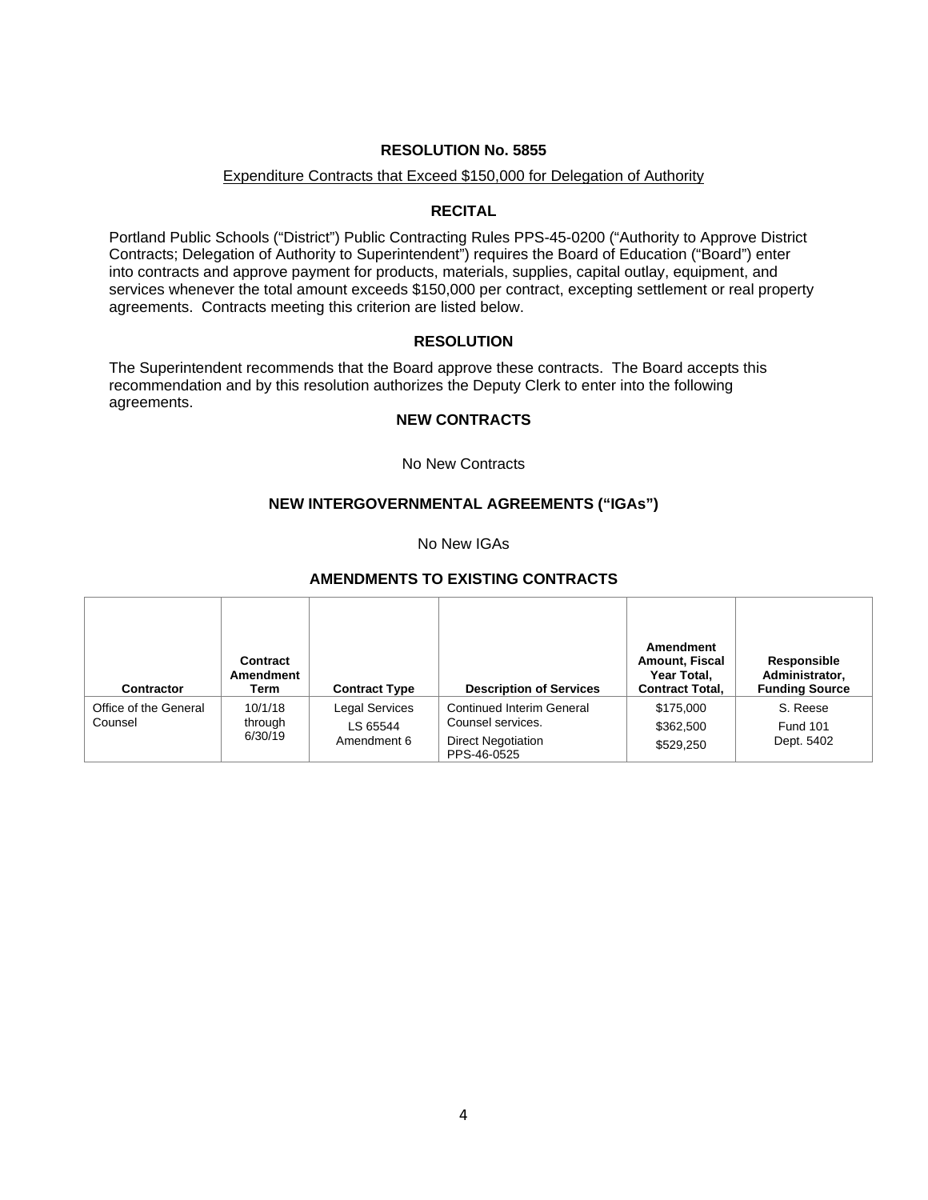## RESOLUTION No. 5855

Expenditure Contracts that Exceed $150,000 for Delegation of Authority

### RECITAL

Portland Public Schools ("District") Public Contracting Rules PPS-45-0200 ("Authority to Approve District Contracts; Delegation of Authority to Superintendent") requires the Board of Education ("Board") enter into contracts and approve payment for products, materials, supplies, capital outlay, equipment, and services whenever the total amount exceeds $150,000 per contract, excepting settlement or real property agreements. Contracts meeting this criterion are listed below.

### RESOLUTION

The Superintendent recommends that the Board approve these contracts. The Board accepts this recommendation and by this resolution authorizes the Deputy Clerk to enter into the following agreements.

### NEW CONTRACTS

No New Contracts

### NEW INTERGOVERNMENTAL AGREEMENTS ("IGAs")

No New IGAs

### AMENDMENTS TO EXISTING CONTRACTS

| Contractor | Contract Amendment Term | Contract Type | Description of Services | Amendment Amount, Fiscal Year Total, Contract Total, | Responsible Administrator, Funding Source |
|---|---|---|---|---|---|
| Office of the General Counsel | 10/1/18 through 6/30/19 | Legal Services<br>LS 65544<br>Amendment 6 | Continued Interim General Counsel services.<br>Direct Negotiation PPS-46-0525 | $175,000<br>$362,500<br>$529,250 | S. Reese<br>Fund 101<br>Dept. 5402 |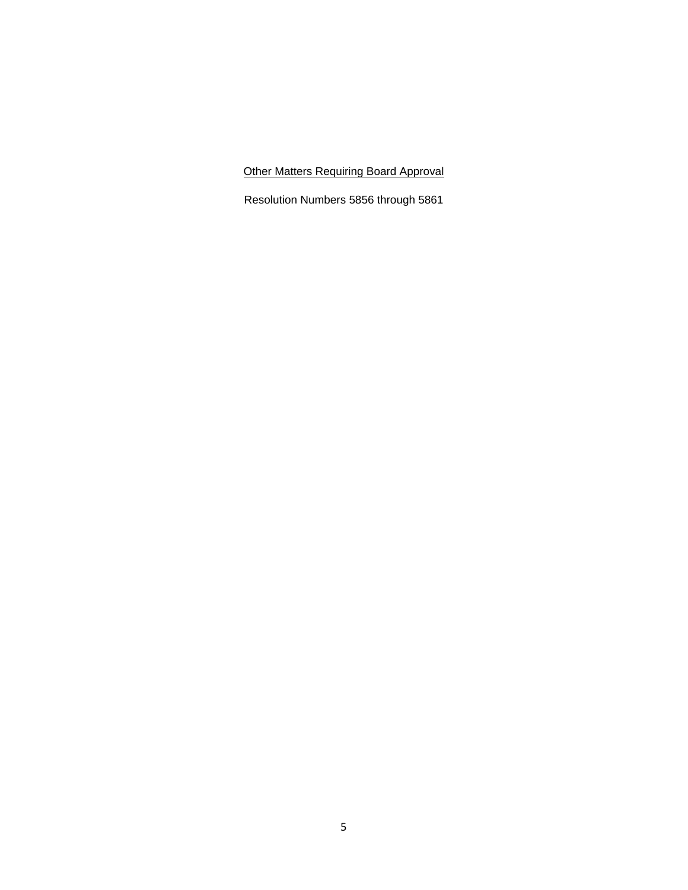<u>Other Matters Requiring Board Approval</u>

Resolution Numbers 5856 through 5861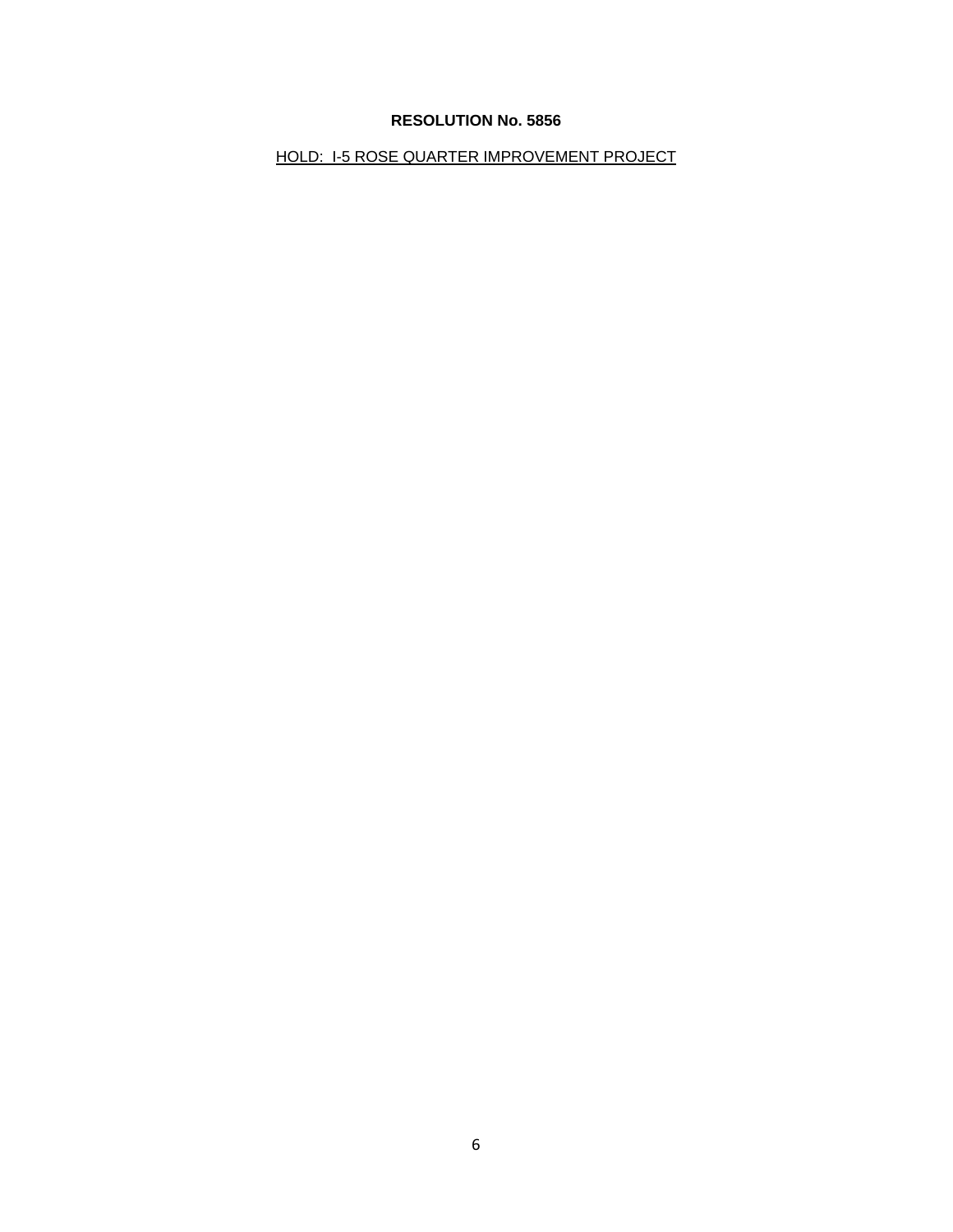**RESOLUTION No. 5856**

HOLD: I-5 ROSE QUARTER IMPROVEMENT PROJECT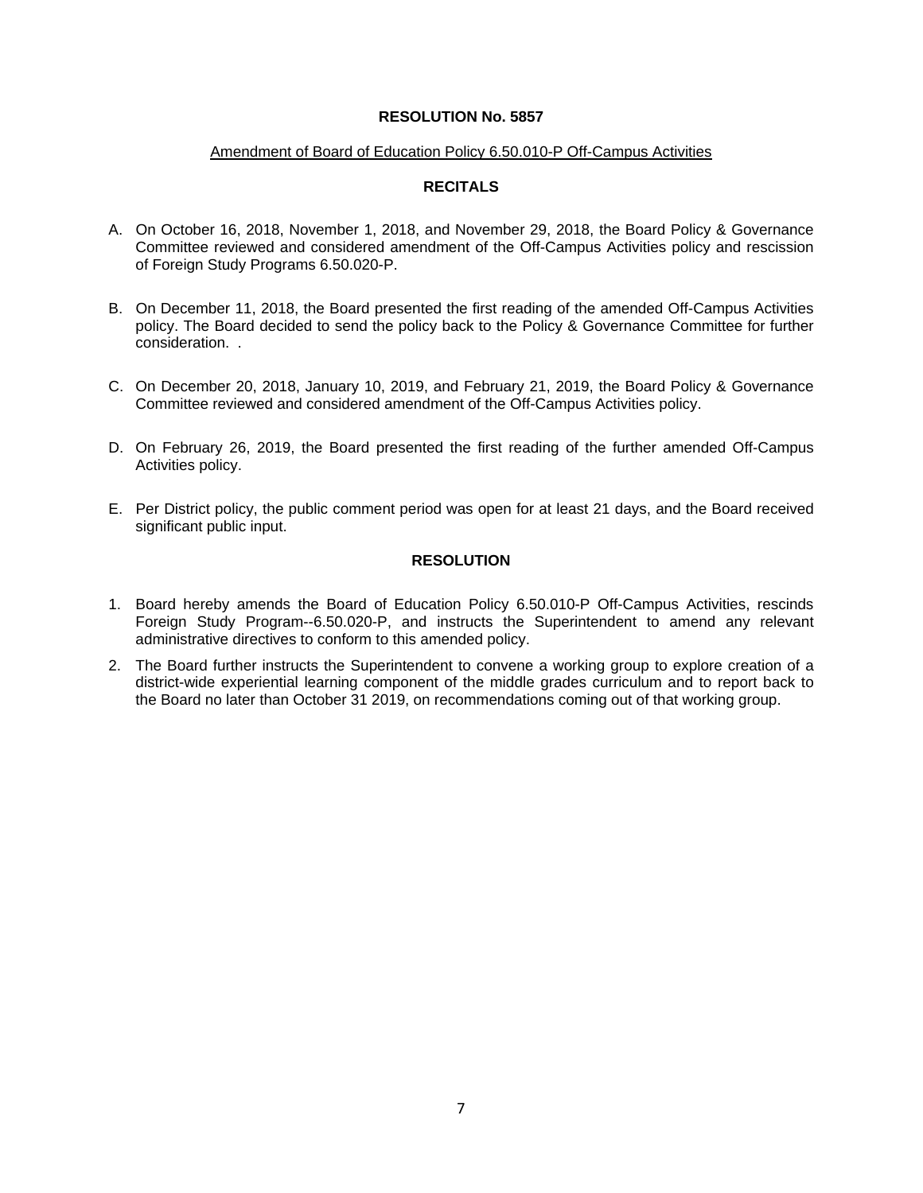**RESOLUTION No. 5857**

Amendment of Board of Education Policy 6.50.010-P Off-Campus Activities

**RECITALS**

A. On October 16, 2018, November 1, 2018, and November 29, 2018, the Board Policy & Governance Committee reviewed and considered amendment of the Off-Campus Activities policy and rescission of Foreign Study Programs 6.50.020-P.

B. On December 11, 2018, the Board presented the first reading of the amended Off-Campus Activities policy. The Board decided to send the policy back to the Policy & Governance Committee for further consideration. .

C. On December 20, 2018, January 10, 2019, and February 21, 2019, the Board Policy & Governance Committee reviewed and considered amendment of the Off-Campus Activities policy.

D. On February 26, 2019, the Board presented the first reading of the further amended Off-Campus Activities policy.

E. Per District policy, the public comment period was open for at least 21 days, and the Board received significant public input.

**RESOLUTION**

1. Board hereby amends the Board of Education Policy 6.50.010-P Off-Campus Activities, rescinds Foreign Study Program--6.50.020-P, and instructs the Superintendent to amend any relevant administrative directives to conform to this amended policy.
2. The Board further instructs the Superintendent to convene a working group to explore creation of a district-wide experiential learning component of the middle grades curriculum and to report back to the Board no later than October 31 2019, on recommendations coming out of that working group.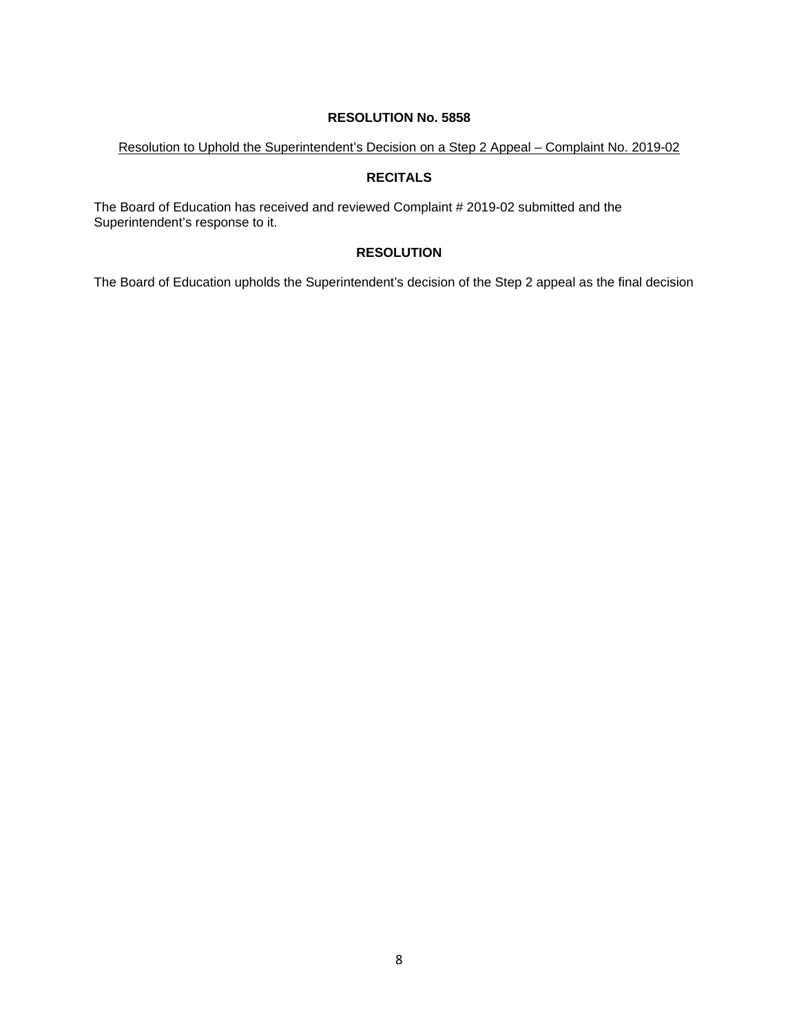**RESOLUTION No. 5858**

Resolution to Uphold the Superintendent's Decision on a Step 2 Appeal – Complaint No. 2019-02

**RECITALS**

The Board of Education has received and reviewed Complaint # 2019-02 submitted and the Superintendent's response to it.

**RESOLUTION**

The Board of Education upholds the Superintendent's decision of the Step 2 appeal as the final decision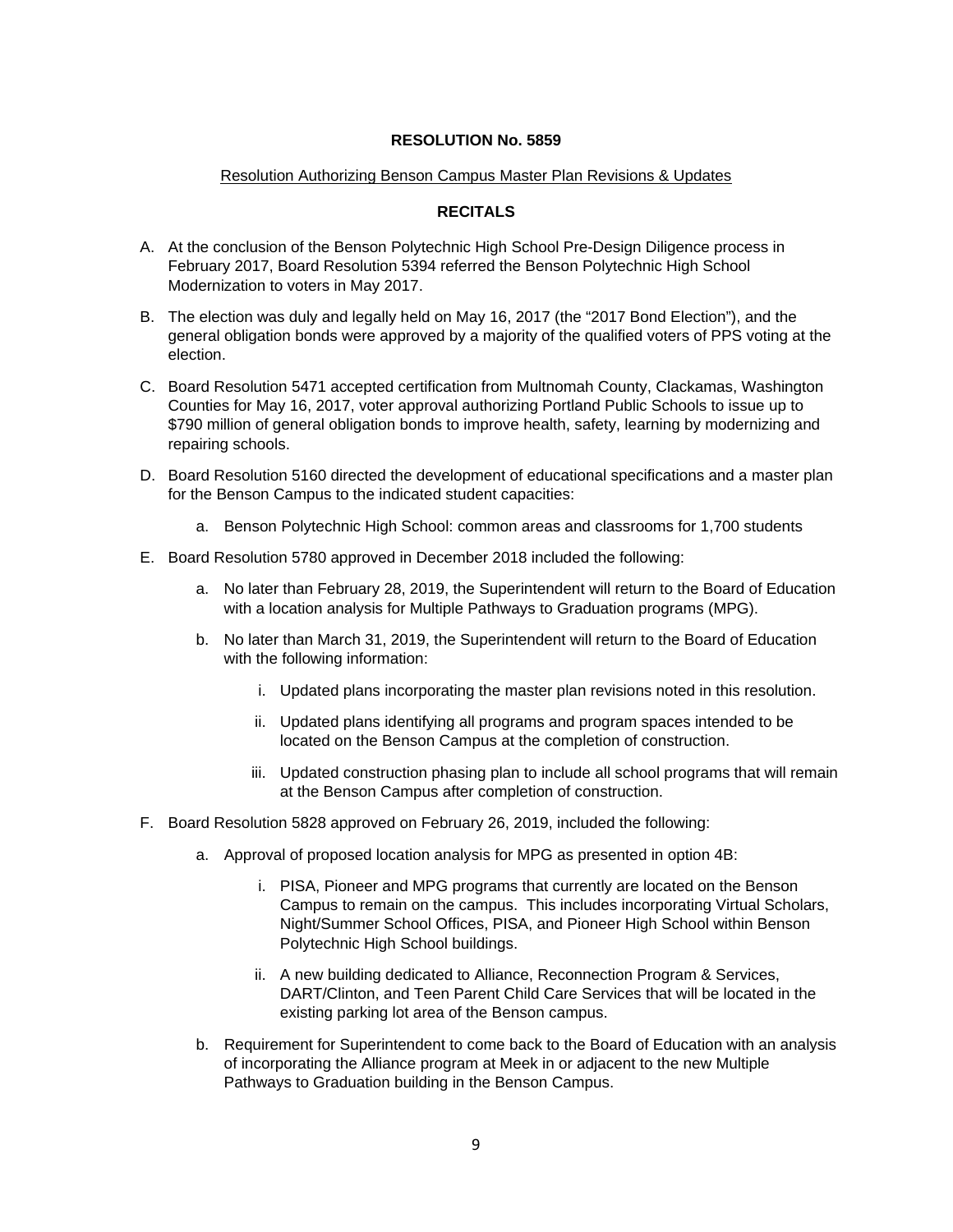**RESOLUTION No. 5859**

Resolution Authorizing Benson Campus Master Plan Revisions & Updates

**RECITALS**

A. At the conclusion of the Benson Polytechnic High School Pre-Design Diligence process in February 2017, Board Resolution 5394 referred the Benson Polytechnic High School Modernization to voters in May 2017.

B. The election was duly and legally held on May 16, 2017 (the "2017 Bond Election"), and the general obligation bonds were approved by a majority of the qualified voters of PPS voting at the election.

C. Board Resolution 5471 accepted certification from Multnomah County, Clackamas, Washington Counties for May 16, 2017, voter approval authorizing Portland Public Schools to issue up to $790 million of general obligation bonds to improve health, safety, learning by modernizing and repairing schools.

D. Board Resolution 5160 directed the development of educational specifications and a master plan for the Benson Campus to the indicated student capacities:

   a. Benson Polytechnic High School: common areas and classrooms for 1,700 students

E. Board Resolution 5780 approved in December 2018 included the following:

   a. No later than February 28, 2019, the Superintendent will return to the Board of Education with a location analysis for Multiple Pathways to Graduation programs (MPG).

   b. No later than March 31, 2019, the Superintendent will return to the Board of Education with the following information:

      i. Updated plans incorporating the master plan revisions noted in this resolution.

      ii. Updated plans identifying all programs and program spaces intended to be located on the Benson Campus at the completion of construction.

      iii. Updated construction phasing plan to include all school programs that will remain at the Benson Campus after completion of construction.

F. Board Resolution 5828 approved on February 26, 2019, included the following:

   a. Approval of proposed location analysis for MPG as presented in option 4B:

      i. PISA, Pioneer and MPG programs that currently are located on the Benson Campus to remain on the campus. This includes incorporating Virtual Scholars, Night/Summer School Offices, PISA, and Pioneer High School within Benson Polytechnic High School buildings.

      ii. A new building dedicated to Alliance, Reconnection Program & Services, DART/Clinton, and Teen Parent Child Care Services that will be located in the existing parking lot area of the Benson campus.

   b. Requirement for Superintendent to come back to the Board of Education with an analysis of incorporating the Alliance program at Meek in or adjacent to the new Multiple Pathways to Graduation building in the Benson Campus.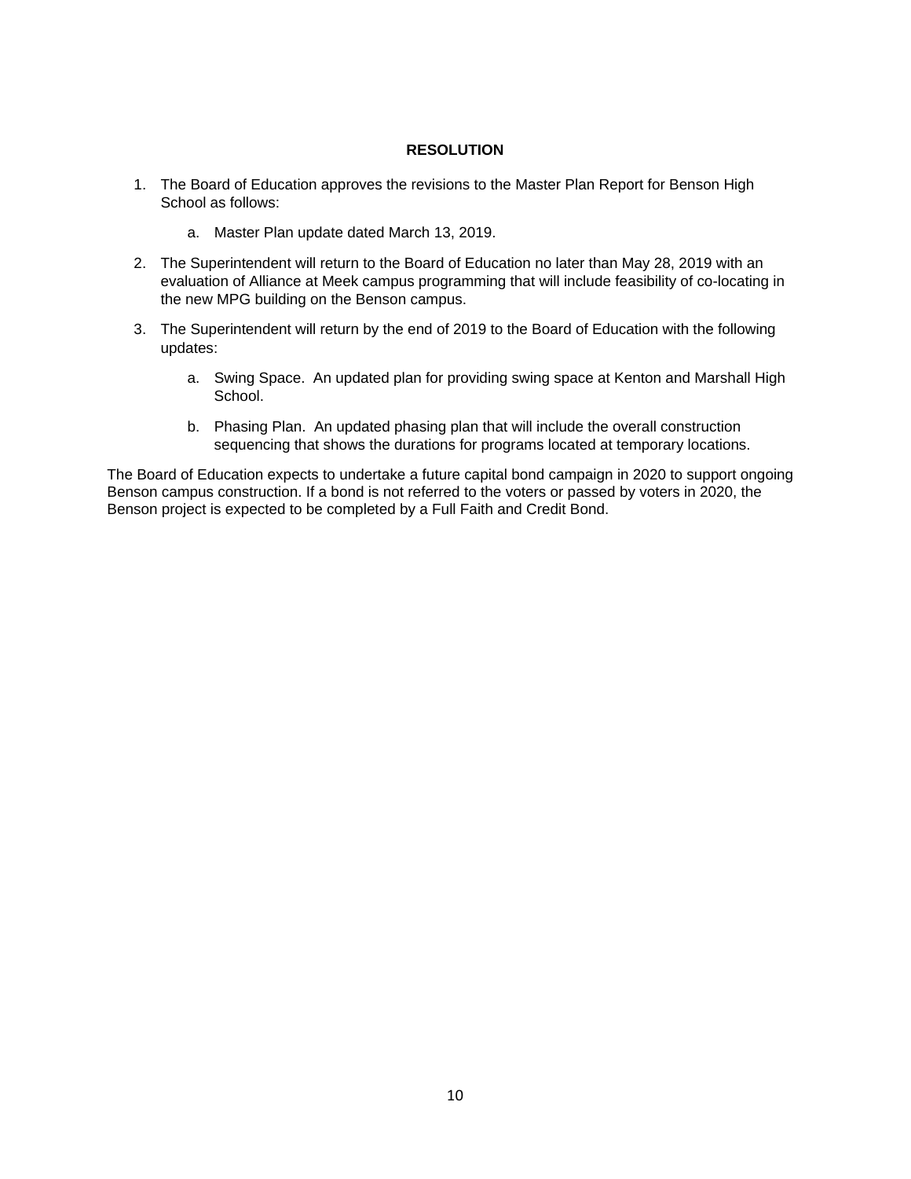## RESOLUTION

1. The Board of Education approves the revisions to the Master Plan Report for Benson High School as follows:

    a. Master Plan update dated March 13, 2019.

2. The Superintendent will return to the Board of Education no later than May 28, 2019 with an evaluation of Alliance at Meek campus programming that will include feasibility of co-locating in the new MPG building on the Benson campus.

3. The Superintendent will return by the end of 2019 to the Board of Education with the following updates:

    a. Swing Space. An updated plan for providing swing space at Kenton and Marshall High School.

    b. Phasing Plan. An updated phasing plan that will include the overall construction sequencing that shows the durations for programs located at temporary locations.

The Board of Education expects to undertake a future capital bond campaign in 2020 to support ongoing Benson campus construction. If a bond is not referred to the voters or passed by voters in 2020, the Benson project is expected to be completed by a Full Faith and Credit Bond.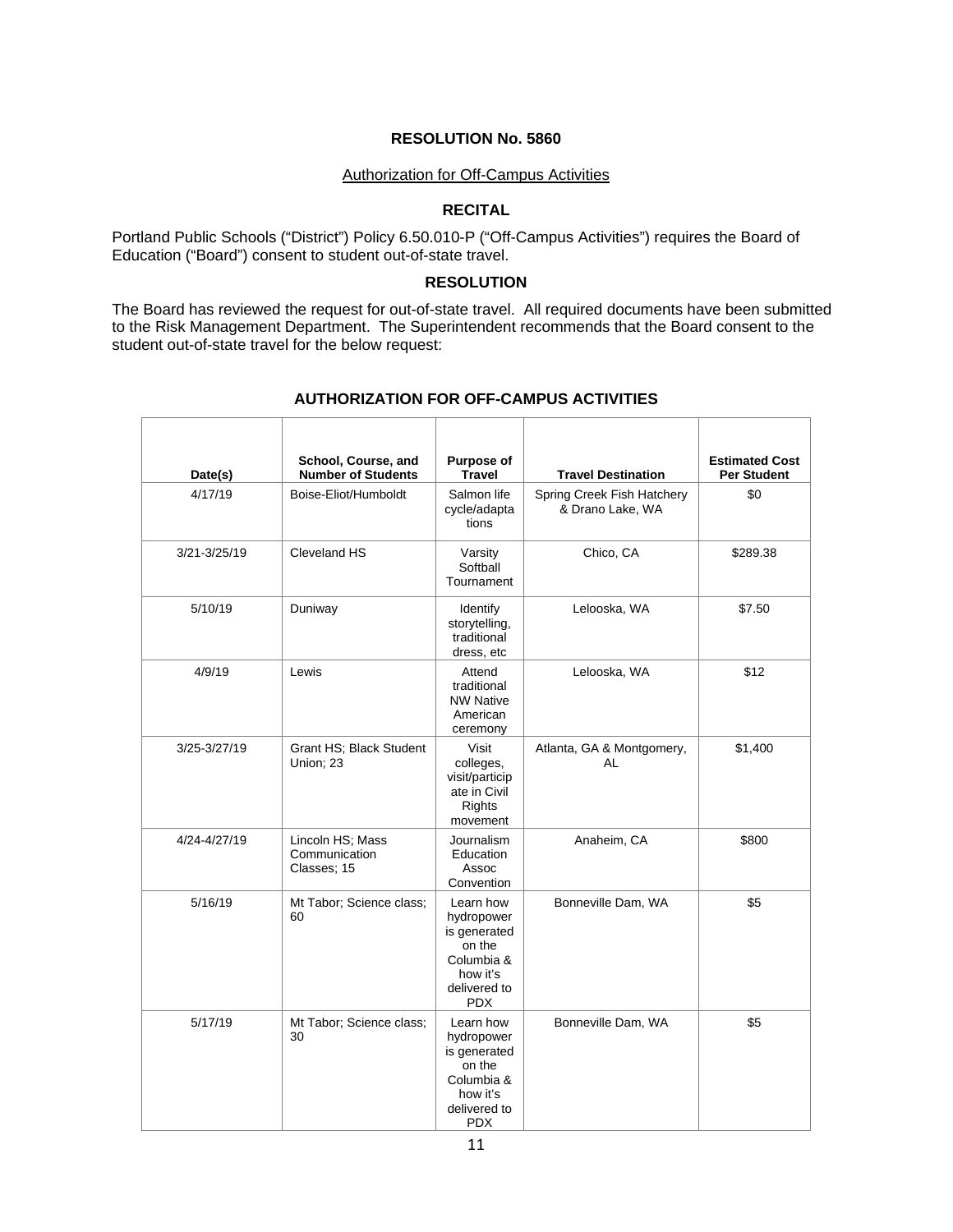# RESOLUTION No. 5860

Authorization for Off-Campus Activities

## RECITAL

Portland Public Schools ("District") Policy 6.50.010-P ("Off-Campus Activities") requires the Board of Education ("Board") consent to student out-of-state travel.

## RESOLUTION

The Board has reviewed the request for out-of-state travel. All required documents have been submitted to the Risk Management Department. The Superintendent recommends that the Board consent to the student out-of-state travel for the below request:

### AUTHORIZATION FOR OFF-CAMPUS ACTIVITIES

| Date(s) | School, Course, and Number of Students | Purpose of Travel | Travel Destination | Estimated Cost Per Student |
|---|---|---|---|---|
| 4/17/19 | Boise-Eliot/Humboldt | Salmon life cycle/adaptations | Spring Creek Fish Hatchery & Drano Lake, WA | $0 |
| 3/21-3/25/19 | Cleveland HS | Varsity Softball Tournament | Chico, CA | $289.38 |
| 5/10/19 | Duniway | Identify storytelling, traditional dress, etc | Lelooska, WA | $7.50 |
| 4/9/19 | Lewis | Attend traditional NW Native American ceremony | Lelooska, WA | $12 |
| 3/25-3/27/19 | Grant HS; Black Student Union; 23 | Visit colleges, visit/participate in Civil Rights movement | Atlanta, GA & Montgomery, AL | $1,400 |
| 4/24-4/27/19 | Lincoln HS; Mass Communication Classes; 15 | Journalism Education Assoc Convention | Anaheim, CA | $800 |
| 5/16/19 | Mt Tabor; Science class; 60 | Learn how hydropower is generated on the Columbia & how it's delivered to PDX | Bonneville Dam, WA | $5 |
| 5/17/19 | Mt Tabor; Science class; 30 | Learn how hydropower is generated on the Columbia & how it's delivered to PDX | Bonneville Dam, WA | $5 |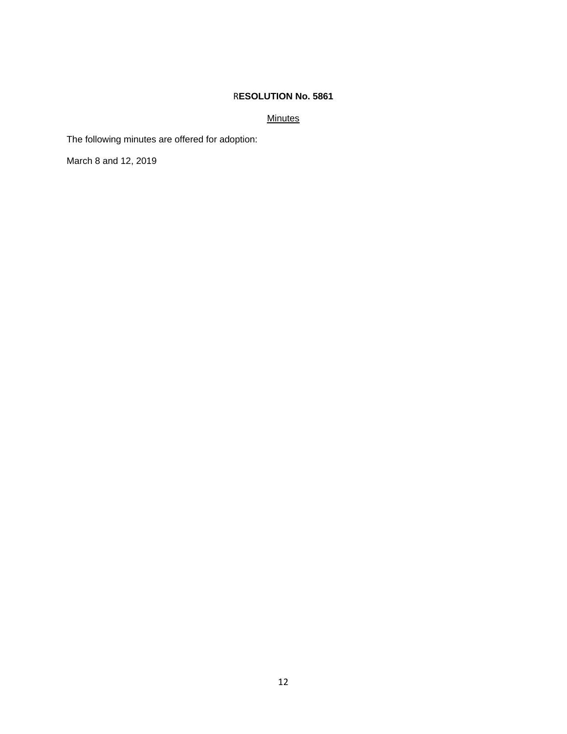**RESOLUTION No. 5861**

Minutes

The following minutes are offered for adoption:

March 8 and 12, 2019